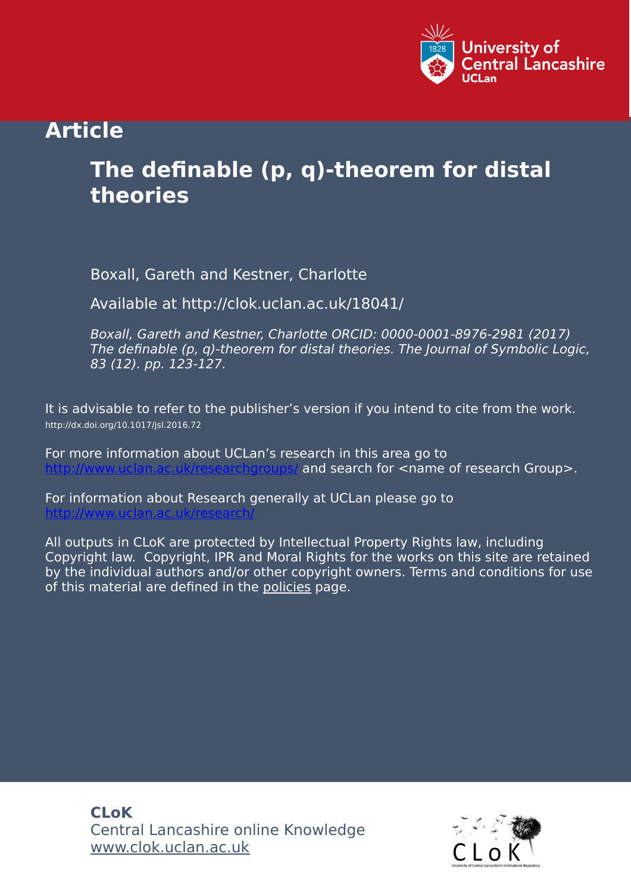# Article

## The definable (p, q)-theorem for distal theories

Boxall, Gareth and Kestner, Charlotte

Available at http://clok.uclan.ac.uk/18041/

*Boxall, Gareth and Kestner, Charlotte ORCID: 0000-0001-8976-2981 (2017) The definable (p, q)-theorem for distal theories. The Journal of Symbolic Logic, 83 (12). pp. 123-127.*

It is advisable to refer to the publisher's version if you intend to cite from the work.
http://dx.doi.org/10.1017/jsl.2016.72

For more information about UCLan's research in this area go to http://www.uclan.ac.uk/researchgroups/ and search for <name of research Group>.

For information about Research generally at UCLan please go to http://www.uclan.ac.uk/research/

All outputs in CLoK are protected by Intellectual Property Rights law, including Copyright law. Copyright, IPR and Moral Rights for the works on this site are retained by the individual authors and/or other copyright owners. Terms and conditions for use of this material are defined in the policies page.

**CLoK**
Central Lancashire online Knowledge
www.clok.uclan.ac.uk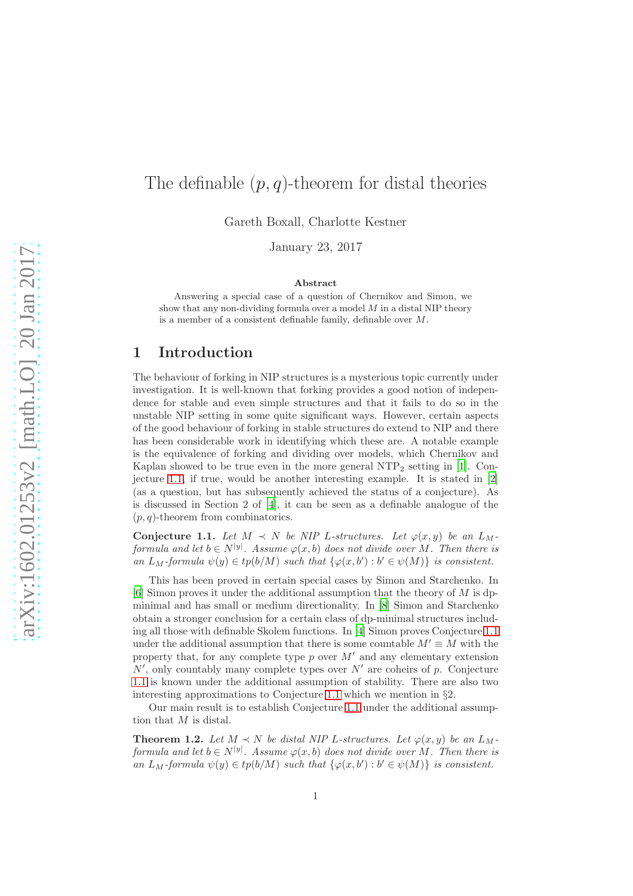# The definable $(p, q)$-theorem for distal theories

Gareth Boxall, Charlotte Kestner

January 23, 2017

### Abstract

Answering a special case of a question of Chernikov and Simon, we show that any non-dividing formula over a model $M$ in a distal NIP theory is a member of a consistent definable family, definable over $M$.

## 1 Introduction

The behaviour of forking in NIP structures is a mysterious topic currently under investigation. It is well-known that forking provides a good notion of independence for stable and even simple structures and that it fails to do so in the unstable NIP setting in some quite significant ways. However, certain aspects of the good behaviour of forking in stable structures do extend to NIP and there has been considerable work in identifying which these are. A notable example is the equivalence of forking and dividing over models, which Chernikov and Kaplan showed to be true even in the more general $\text{NTP}_2$ setting in [1]. Conjecture 1.1, if true, would be another interesting example. It is stated in [2] (as a question, but has subsequently achieved the status of a conjecture). As is discussed in Section 2 of [4], it can be seen as a definable analogue of the $(p, q)$-theorem from combinatorics.

**Conjecture 1.1.** *Let $M \prec N$ be NIP $L$-structures. Let $\varphi(x, y)$ be an $L_M$-formula and let $b \in N^{|y|}$. Assume $\varphi(x, b)$ does not divide over $M$. Then there is an $L_M$-formula $\psi(y) \in tp(b/M)$ such that $\{\varphi(x, b') : b' \in \psi(M)\}$ is consistent.*

This has been proved in certain special cases by Simon and Starchenko. In [6] Simon proves it under the additional assumption that the theory of $M$ is dp-minimal and has small or medium directionality. In [8] Simon and Starchenko obtain a stronger conclusion for a certain class of dp-minimal structures including all those with definable Skolem functions. In [4] Simon proves Conjecture 1.1 under the additional assumption that there is some countable $M' \equiv M$ with the property that, for any complete type $p$ over $M'$ and any elementary extension $N'$, only countably many complete types over $N'$ are coheirs of $p$. Conjecture 1.1 is known under the additional assumption of stability. There are also two interesting approximations to Conjecture 1.1 which we mention in §2.

Our main result is to establish Conjecture 1.1 under the additional assumption that $M$ is distal.

**Theorem 1.2.** *Let $M \prec N$ be distal NIP $L$-structures. Let $\varphi(x, y)$ be an $L_M$-formula and let $b \in N^{|y|}$. Assume $\varphi(x, b)$ does not divide over $M$. Then there is an $L_M$-formula $\psi(y) \in tp(b/M)$ such that $\{\varphi(x, b') : b' \in \psi(M)\}$ is consistent.*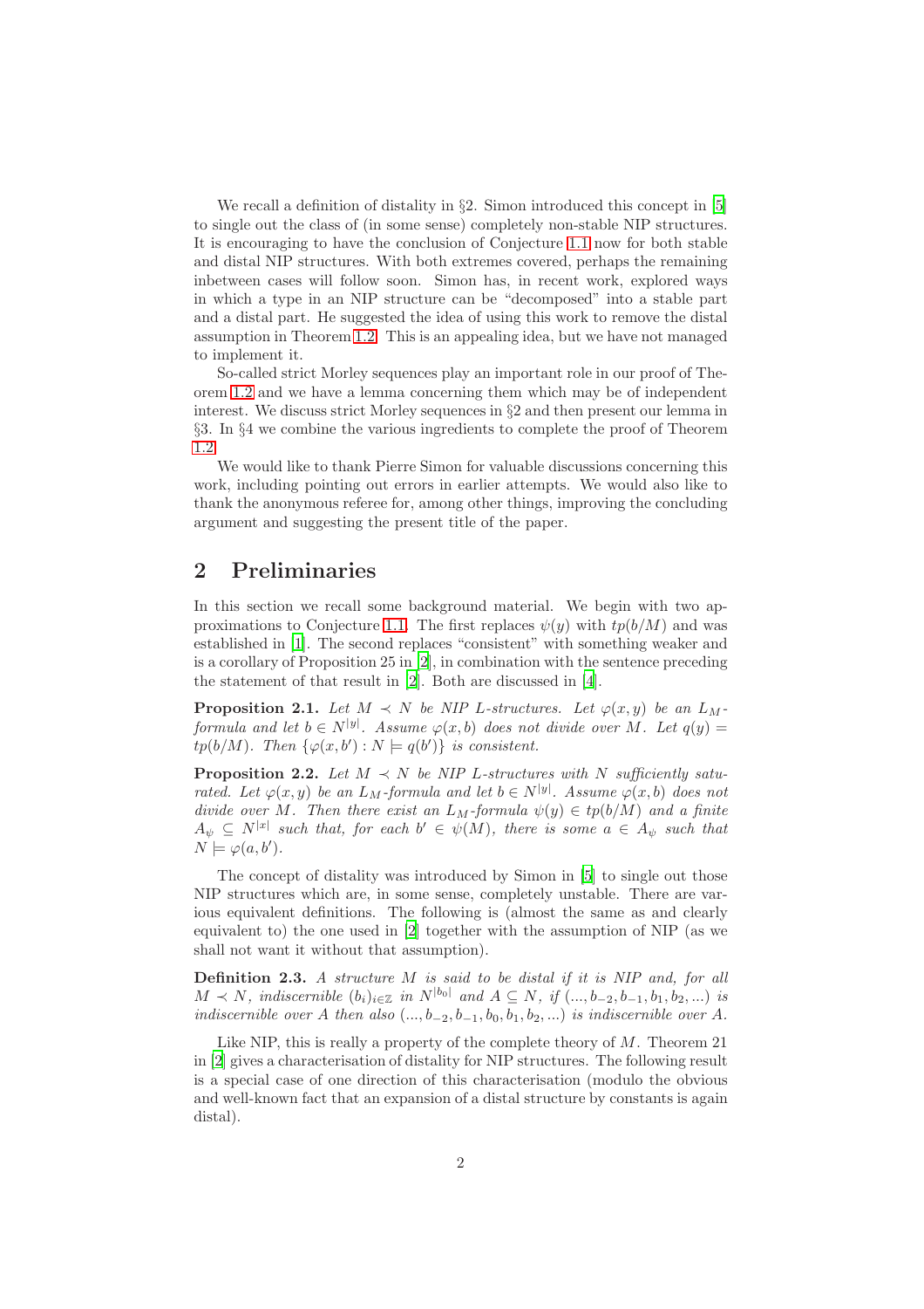We recall a definition of distality in §2. Simon introduced this concept in [5] to single out the class of (in some sense) completely non-stable NIP structures. It is encouraging to have the conclusion of Conjecture 1.1 now for both stable and distal NIP structures. With both extremes covered, perhaps the remaining inbetween cases will follow soon. Simon has, in recent work, explored ways in which a type in an NIP structure can be "decomposed" into a stable part and a distal part. He suggested the idea of using this work to remove the distal assumption in Theorem 1.2. This is an appealing idea, but we have not managed to implement it.

So-called strict Morley sequences play an important role in our proof of Theorem 1.2 and we have a lemma concerning them which may be of independent interest. We discuss strict Morley sequences in §2 and then present our lemma in §3. In §4 we combine the various ingredients to complete the proof of Theorem 1.2.

We would like to thank Pierre Simon for valuable discussions concerning this work, including pointing out errors in earlier attempts. We would also like to thank the anonymous referee for, among other things, improving the concluding argument and suggesting the present title of the paper.

## 2 Preliminaries

In this section we recall some background material. We begin with two approximations to Conjecture 1.1. The first replaces $\psi(y)$ with $tp(b/M)$ and was established in [1]. The second replaces "consistent" with something weaker and is a corollary of Proposition 25 in [2], in combination with the sentence preceding the statement of that result in [2]. Both are discussed in [4].

**Proposition 2.1.** *Let $M \prec N$ be NIP $L$-structures. Let $\varphi(x, y)$ be an $L_M$-formula and let $b \in N^{|y|}$. Assume $\varphi(x, b)$ does not divide over $M$. Let $q(y) = tp(b/M)$. Then $\{\varphi(x, b') : N \models q(b')\}$ is consistent.*

**Proposition 2.2.** *Let $M \prec N$ be NIP $L$-structures with $N$ sufficiently saturated. Let $\varphi(x, y)$ be an $L_M$-formula and let $b \in N^{|y|}$. Assume $\varphi(x, b)$ does not divide over $M$. Then there exist an $L_M$-formula $\psi(y) \in tp(b/M)$ and a finite $A_\psi \subseteq N^{|x|}$ such that, for each $b' \in \psi(M)$, there is some $a \in A_\psi$ such that $N \models \varphi(a, b')$.*

The concept of distality was introduced by Simon in [5] to single out those NIP structures which are, in some sense, completely unstable. There are various equivalent definitions. The following is (almost the same as and clearly equivalent to) the one used in [2] together with the assumption of NIP (as we shall not want it without that assumption).

**Definition 2.3.** *A structure $M$ is said to be distal if it is NIP and, for all $M \prec N$, indiscernible $(b_i)_{i \in \mathbb{Z}}$ in $N^{|b_0|}$ and $A \subseteq N$, if $(..., b_{-2}, b_{-1}, b_1, b_2, ...)$ is indiscernible over $A$ then also $(..., b_{-2}, b_{-1}, b_0, b_1, b_2, ...)$ is indiscernible over $A$.*

Like NIP, this is really a property of the complete theory of $M$. Theorem 21 in [2] gives a characterisation of distality for NIP structures. The following result is a special case of one direction of this characterisation (modulo the obvious and well-known fact that an expansion of a distal structure by constants is again distal).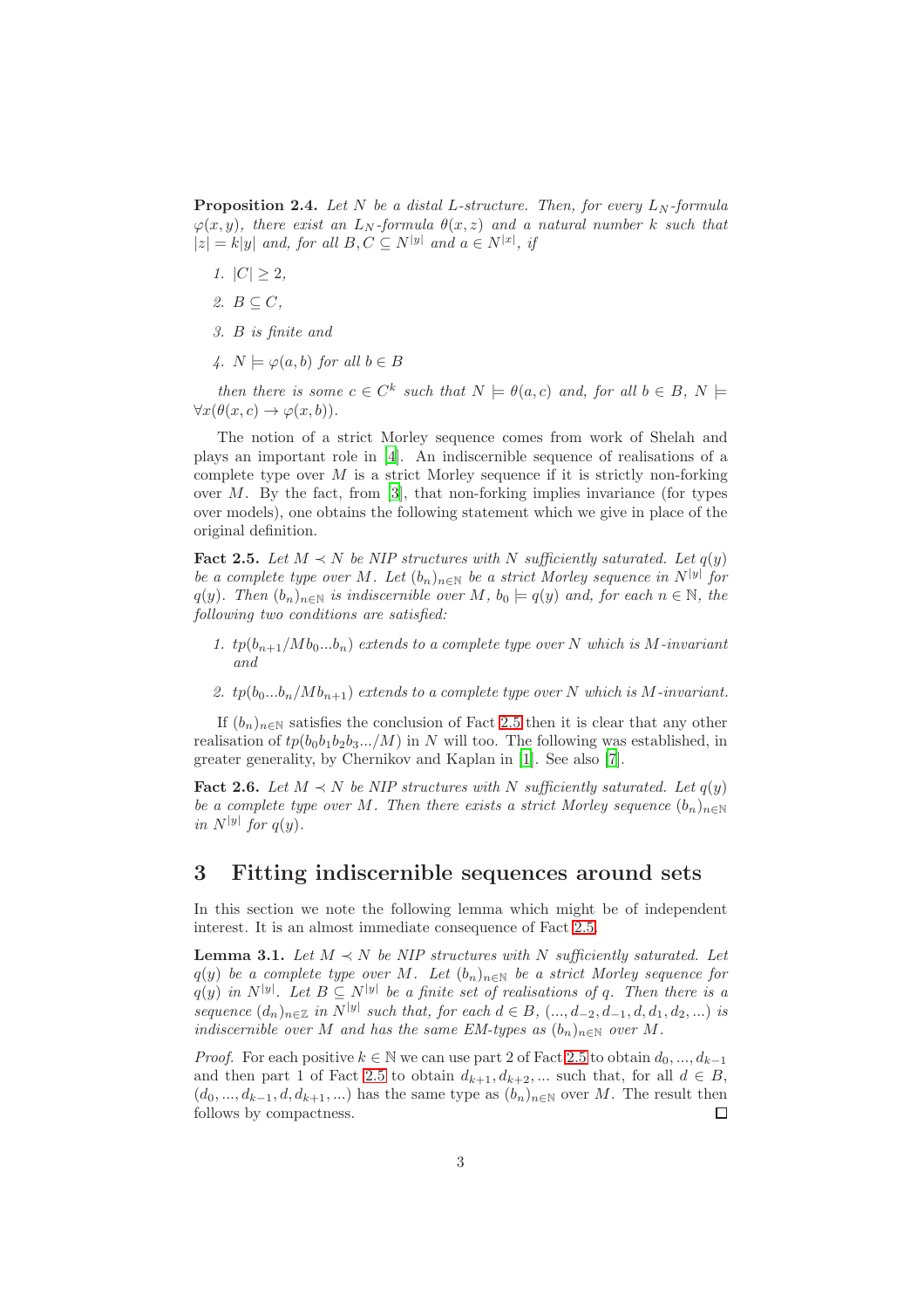**Proposition 2.4.** *Let $N$ be a distal $L$-structure. Then, for every $L_N$-formula $\varphi(x, y)$, there exist an $L_N$-formula $\theta(x, z)$ and a natural number $k$ such that $|z| = k|y|$ and, for all $B, C \subseteq N^{|y|}$ and $a \in N^{|x|}$, if*

1. *$|C| \geq 2$,*
2. *$B \subseteq C$,*
3. *$B$ is finite and*
4. *$N \models \varphi(a, b)$ for all $b \in B$*

*then there is some $c \in C^k$ such that $N \models \theta(a, c)$ and, for all $b \in B$, $N \models \forall x(\theta(x, c) \to \varphi(x, b))$.*

The notion of a strict Morley sequence comes from work of Shelah and plays an important role in [4]. An indiscernible sequence of realisations of a complete type over $M$ is a strict Morley sequence if it is strictly non-forking over $M$. By the fact, from [3], that non-forking implies invariance (for types over models), one obtains the following statement which we give in place of the original definition.

**Fact 2.5.** *Let $M \prec N$ be NIP structures with $N$ sufficiently saturated. Let $q(y)$ be a complete type over $M$. Let $(b_n)_{n\in\mathbb{N}}$ be a strict Morley sequence in $N^{|y|}$ for $q(y)$. Then $(b_n)_{n\in\mathbb{N}}$ is indiscernible over $M$, $b_0 \models q(y)$ and, for each $n \in \mathbb{N}$, the following two conditions are satisfied:*

1. *$tp(b_{n+1}/Mb_0...b_n)$ extends to a complete type over $N$ which is $M$-invariant and*
2. *$tp(b_0...b_n/Mb_{n+1})$ extends to a complete type over $N$ which is $M$-invariant.*

If $(b_n)_{n\in\mathbb{N}}$ satisfies the conclusion of Fact 2.5 then it is clear that any other realisation of $tp(b_0b_1b_2b_3.../M)$ in $N$ will too. The following was established, in greater generality, by Chernikov and Kaplan in [1]. See also [7].

**Fact 2.6.** *Let $M \prec N$ be NIP structures with $N$ sufficiently saturated. Let $q(y)$ be a complete type over $M$. Then there exists a strict Morley sequence $(b_n)_{n\in\mathbb{N}}$ in $N^{|y|}$ for $q(y)$.*

# 3 Fitting indiscernible sequences around sets

In this section we note the following lemma which might be of independent interest. It is an almost immediate consequence of Fact 2.5.

**Lemma 3.1.** *Let $M \prec N$ be NIP structures with $N$ sufficiently saturated. Let $q(y)$ be a complete type over $M$. Let $(b_n)_{n\in\mathbb{N}}$ be a strict Morley sequence for $q(y)$ in $N^{|y|}$. Let $B \subseteq N^{|y|}$ be a finite set of realisations of $q$. Then there is a sequence $(d_n)_{n\in\mathbb{Z}}$ in $N^{|y|}$ such that, for each $d \in B$, $(..., d_{-2}, d_{-1}, d, d_1, d_2, ...)$ is indiscernible over $M$ and has the same EM-types as $(b_n)_{n\in\mathbb{N}}$ over $M$.*

*Proof.* For each positive $k \in \mathbb{N}$ we can use part 2 of Fact 2.5 to obtain $d_0, ..., d_{k-1}$ and then part 1 of Fact 2.5 to obtain $d_{k+1}, d_{k+2}, ...$ such that, for all $d \in B$, $(d_0, ..., d_{k-1}, d, d_{k+1}, ...)$ has the same type as $(b_n)_{n\in\mathbb{N}}$ over $M$. The result then follows by compactness. □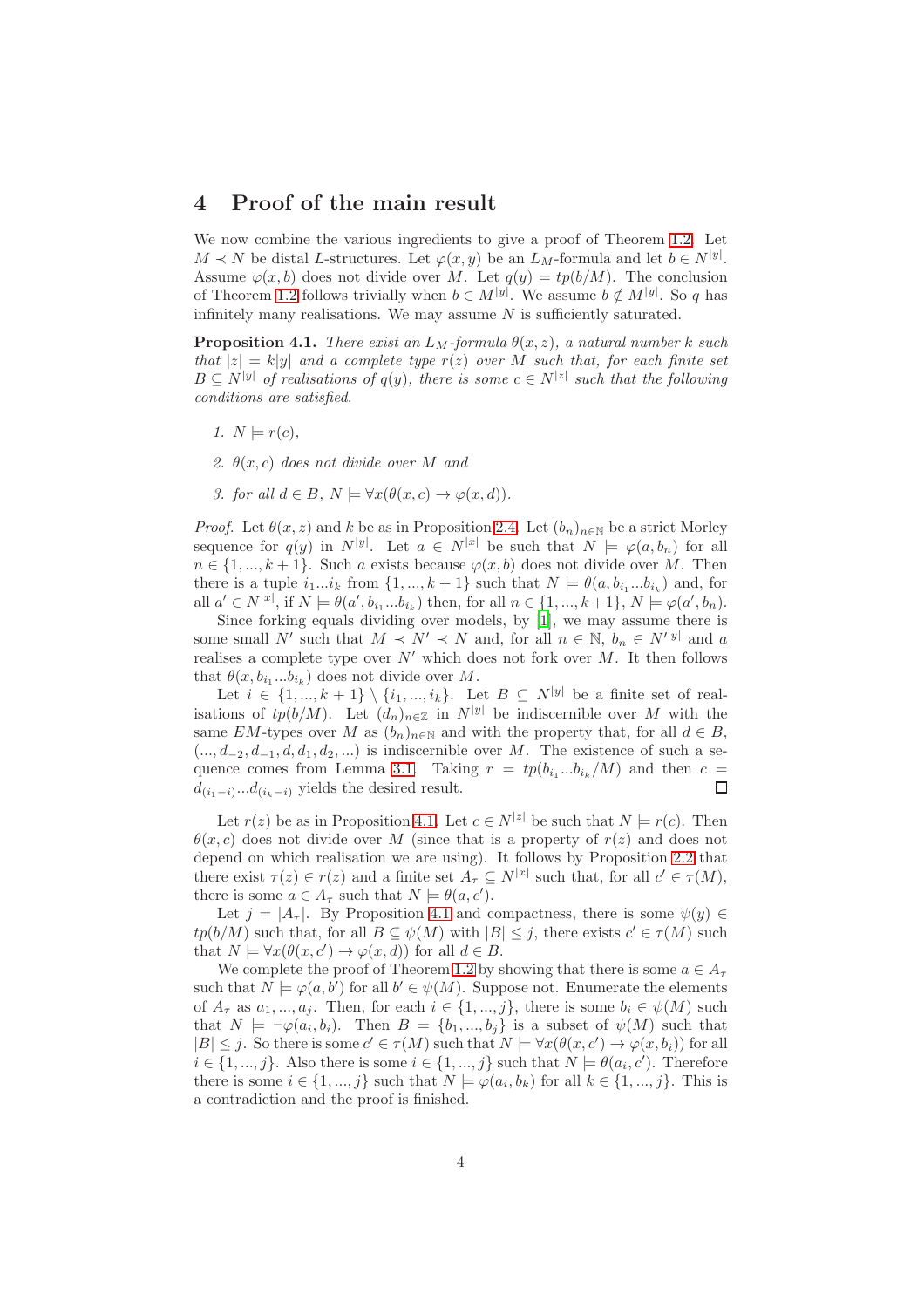## 4 Proof of the main result

We now combine the various ingredients to give a proof of Theorem 1.2. Let $M \prec N$ be distal $L$-structures. Let $\varphi(x, y)$ be an $L_M$-formula and let $b \in N^{|y|}$. Assume $\varphi(x, b)$ does not divide over $M$. Let $q(y) = tp(b/M)$. The conclusion of Theorem 1.2 follows trivially when $b \in M^{|y|}$. We assume $b \notin M^{|y|}$. So $q$ has infinitely many realisations. We may assume $N$ is sufficiently saturated.

**Proposition 4.1.** *There exist an $L_M$-formula $\theta(x, z)$, a natural number $k$ such that $|z| = k|y|$ and a complete type $r(z)$ over $M$ such that, for each finite set $B \subseteq N^{|y|}$ of realisations of $q(y)$, there is some $c \in N^{|z|}$ such that the following conditions are satisfied.*

1. *$N \models r(c)$,*
2. *$\theta(x, c)$ does not divide over $M$ and*
3. *for all $d \in B$, $N \models \forall x(\theta(x, c) \rightarrow \varphi(x, d))$.*

*Proof.* Let $\theta(x, z)$ and $k$ be as in Proposition 2.4. Let $(b_n)_{n\in\mathbb{N}}$ be a strict Morley sequence for $q(y)$ in $N^{|y|}$. Let $a \in N^{|x|}$ be such that $N \models \varphi(a, b_n)$ for all $n \in \{1, ..., k+1\}$. Such $a$ exists because $\varphi(x, b)$ does not divide over $M$. Then there is a tuple $i_1...i_k$ from $\{1, ..., k+1\}$ such that $N \models \theta(a, b_{i_1}...b_{i_k})$ and, for all $a' \in N^{|x|}$, if $N \models \theta(a', b_{i_1}...b_{i_k})$ then, for all $n \in \{1, ..., k+1\}$, $N \models \varphi(a', b_n)$.

Since forking equals dividing over models, by [1], we may assume there is some small $N'$ such that $M \prec N' \prec N$ and, for all $n \in \mathbb{N}$, $b_n \in N'^{|y|}$ and $a$ realises a complete type over $N'$ which does not fork over $M$. It then follows that $\theta(x, b_{i_1}...b_{i_k})$ does not divide over $M$.

Let $i \in \{1, ..., k+1\} \setminus \{i_1, ..., i_k\}$. Let $B \subseteq N^{|y|}$ be a finite set of realisations of $tp(b/M)$. Let $(d_n)_{n\in\mathbb{Z}}$ in $N^{|y|}$ be indiscernible over $M$ with the same $EM$-types over $M$ as $(b_n)_{n\in\mathbb{N}}$ and with the property that, for all $d \in B$, $(..., d_{-2}, d_{-1}, d, d_1, d_2, ...)$ is indiscernible over $M$. The existence of such a sequence comes from Lemma 3.1. Taking $r = tp(b_{i_1}...b_{i_k}/M)$ and then $c = d_{(i_1-i)}...d_{(i_k-i)}$ yields the desired result. $\square$

Let $r(z)$ be as in Proposition 4.1. Let $c \in N^{|z|}$ be such that $N \models r(c)$. Then $\theta(x, c)$ does not divide over $M$ (since that is a property of $r(z)$ and does not depend on which realisation we are using). It follows by Proposition 2.2 that there exist $\tau(z) \in r(z)$ and a finite set $A_\tau \subseteq N^{|x|}$ such that, for all $c' \in \tau(M)$, there is some $a \in A_\tau$ such that $N \models \theta(a, c')$.

Let $j = |A_\tau|$. By Proposition 4.1 and compactness, there is some $\psi(y) \in tp(b/M)$ such that, for all $B \subseteq \psi(M)$ with $|B| \leq j$, there exists $c' \in \tau(M)$ such that $N \models \forall x(\theta(x, c') \rightarrow \varphi(x, d))$ for all $d \in B$.

We complete the proof of Theorem 1.2 by showing that there is some $a \in A_\tau$ such that $N \models \varphi(a, b')$ for all $b' \in \psi(M)$. Suppose not. Enumerate the elements of $A_\tau$ as $a_1, ..., a_j$. Then, for each $i \in \{1, ..., j\}$, there is some $b_i \in \psi(M)$ such that $N \models \neg\varphi(a_i, b_i)$. Then $B = \{b_1, ..., b_j\}$ is a subset of $\psi(M)$ such that $|B| \leq j$. So there is some $c' \in \tau(M)$ such that $N \models \forall x(\theta(x, c') \rightarrow \varphi(x, b_i))$ for all $i \in \{1, ..., j\}$. Also there is some $i \in \{1, ..., j\}$ such that $N \models \theta(a_i, c')$. Therefore there is some $i \in \{1, ..., j\}$ such that $N \models \varphi(a_i, b_k)$ for all $k \in \{1, ..., j\}$. This is a contradiction and the proof is finished.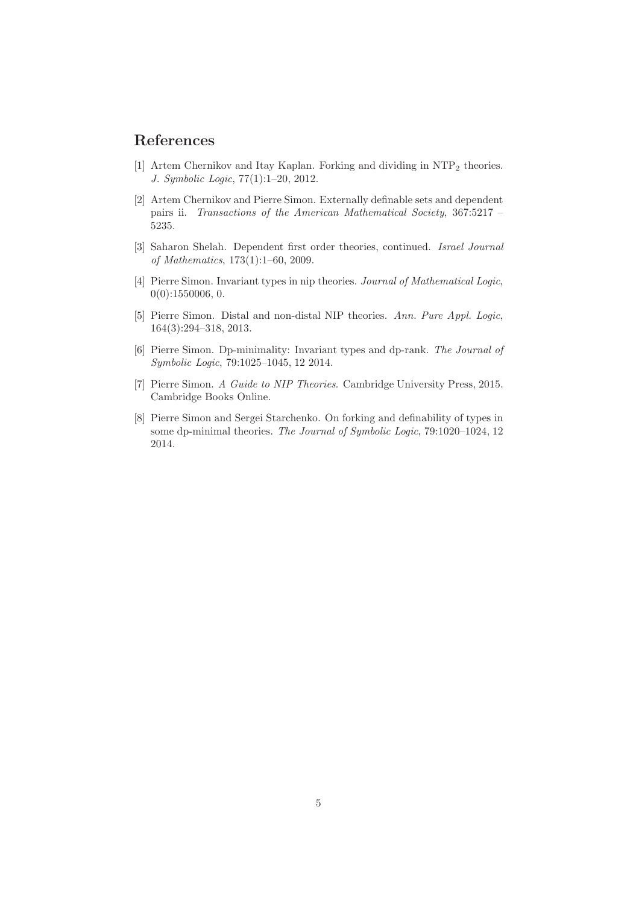## References

[1] Artem Chernikov and Itay Kaplan. Forking and dividing in $\text{NTP}_2$ theories. *J. Symbolic Logic*, 77(1):1–20, 2012.

[2] Artem Chernikov and Pierre Simon. Externally definable sets and dependent pairs ii. *Transactions of the American Mathematical Society*, 367:5217 – 5235.

[3] Saharon Shelah. Dependent first order theories, continued. *Israel Journal of Mathematics*, 173(1):1–60, 2009.

[4] Pierre Simon. Invariant types in nip theories. *Journal of Mathematical Logic*, 0(0):1550006, 0.

[5] Pierre Simon. Distal and non-distal NIP theories. *Ann. Pure Appl. Logic*, 164(3):294–318, 2013.

[6] Pierre Simon. Dp-minimality: Invariant types and dp-rank. *The Journal of Symbolic Logic*, 79:1025–1045, 12 2014.

[7] Pierre Simon. *A Guide to NIP Theories*. Cambridge University Press, 2015. Cambridge Books Online.

[8] Pierre Simon and Sergei Starchenko. On forking and definability of types in some dp-minimal theories. *The Journal of Symbolic Logic*, 79:1020–1024, 12 2014.